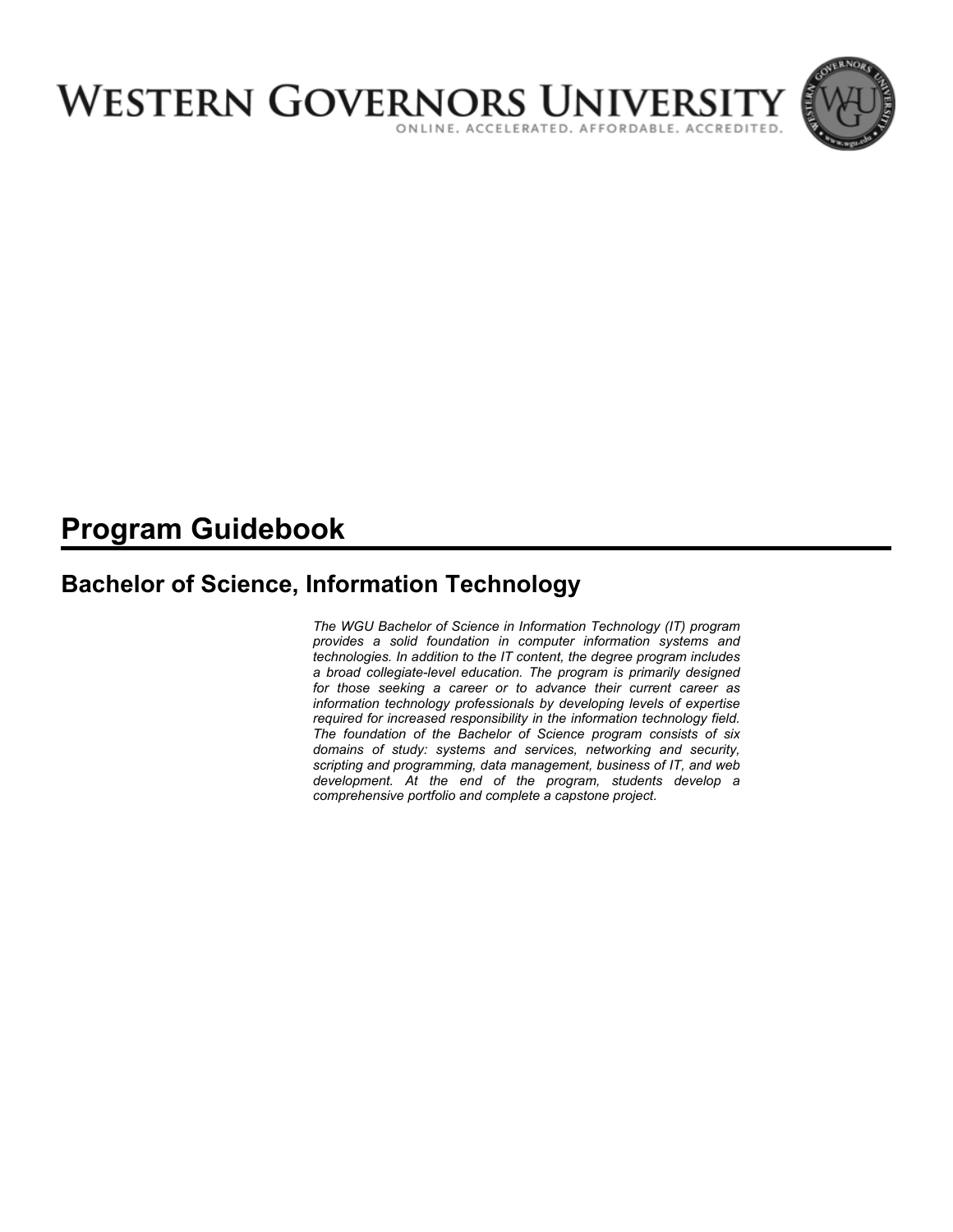# WESTERN GOVERNORS UNIVERSITY

ONLINE. ACCELERATED. AFFORDABLE. ACCREDITED.

## Program Guidebook

### Bachelor of Science, Information Technology

*The WGU Bachelor of Science in Information Technology (IT) program provides a solid foundation in computer information systems and technologies. In addition to the IT content, the degree program includes a broad collegiate-level education. The program is primarily designed for those seeking a career or to advance their current career as information technology professionals by developing levels of expertise required for increased responsibility in the information technology field. The foundation of the Bachelor of Science program consists of six domains of study: systems and services, networking and security, scripting and programming, data management, business of IT, and web development. At the end of the program, students develop a comprehensive portfolio and complete a capstone project.*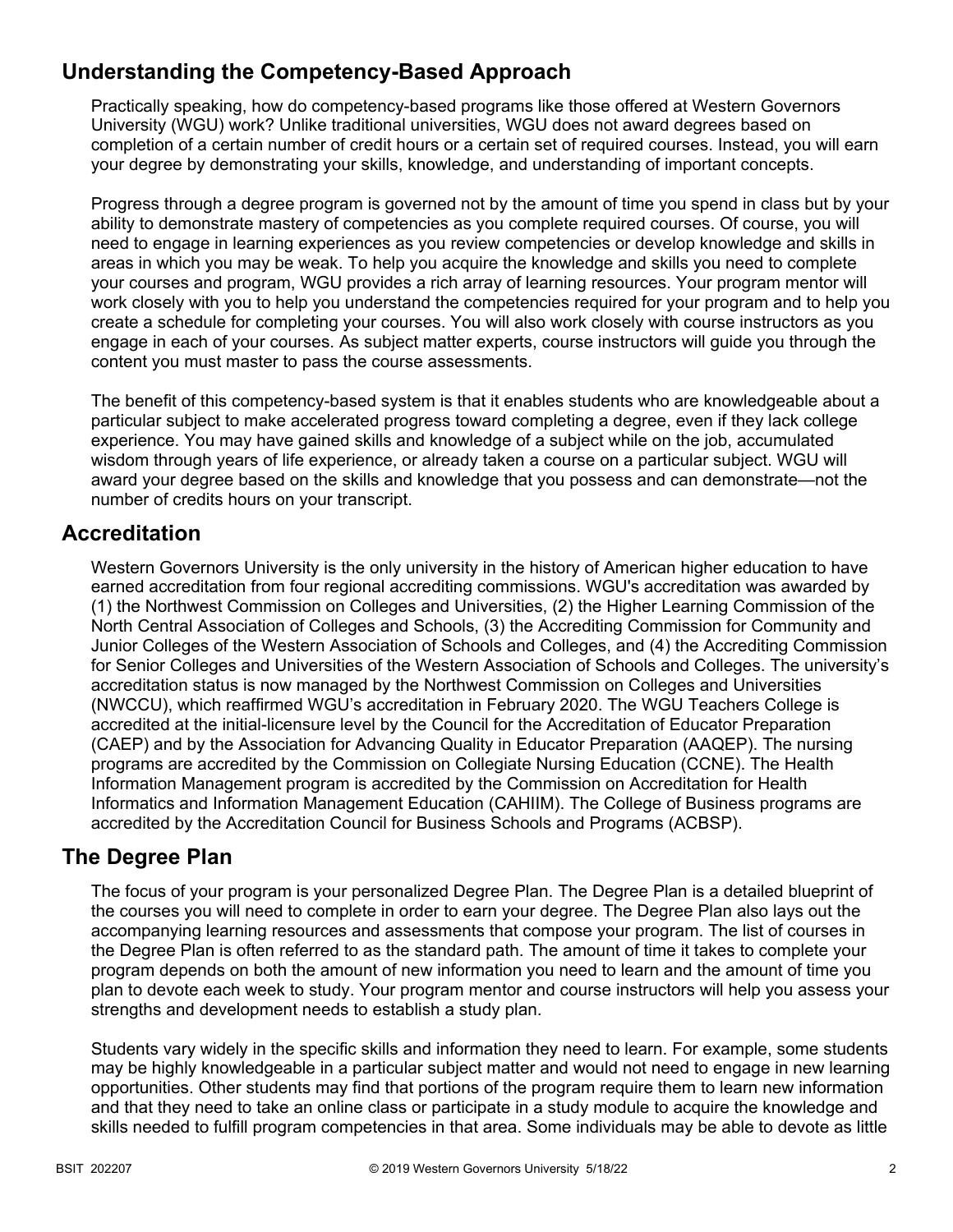## Understanding the Competency-Based Approach

Practically speaking, how do competency-based programs like those offered at Western Governors University (WGU) work? Unlike traditional universities, WGU does not award degrees based on completion of a certain number of credit hours or a certain set of required courses. Instead, you will earn your degree by demonstrating your skills, knowledge, and understanding of important concepts.

Progress through a degree program is governed not by the amount of time you spend in class but by your ability to demonstrate mastery of competencies as you complete required courses. Of course, you will need to engage in learning experiences as you review competencies or develop knowledge and skills in areas in which you may be weak. To help you acquire the knowledge and skills you need to complete your courses and program, WGU provides a rich array of learning resources. Your program mentor will work closely with you to help you understand the competencies required for your program and to help you create a schedule for completing your courses. You will also work closely with course instructors as you engage in each of your courses. As subject matter experts, course instructors will guide you through the content you must master to pass the course assessments.

The benefit of this competency-based system is that it enables students who are knowledgeable about a particular subject to make accelerated progress toward completing a degree, even if they lack college experience. You may have gained skills and knowledge of a subject while on the job, accumulated wisdom through years of life experience, or already taken a course on a particular subject. WGU will award your degree based on the skills and knowledge that you possess and can demonstrate—not the number of credits hours on your transcript.

## Accreditation

Western Governors University is the only university in the history of American higher education to have earned accreditation from four regional accrediting commissions. WGU's accreditation was awarded by (1) the Northwest Commission on Colleges and Universities, (2) the Higher Learning Commission of the North Central Association of Colleges and Schools, (3) the Accrediting Commission for Community and Junior Colleges of the Western Association of Schools and Colleges, and (4) the Accrediting Commission for Senior Colleges and Universities of the Western Association of Schools and Colleges. The university's accreditation status is now managed by the Northwest Commission on Colleges and Universities (NWCCU), which reaffirmed WGU's accreditation in February 2020. The WGU Teachers College is accredited at the initial-licensure level by the Council for the Accreditation of Educator Preparation (CAEP) and by the Association for Advancing Quality in Educator Preparation (AAQEP). The nursing programs are accredited by the Commission on Collegiate Nursing Education (CCNE). The Health Information Management program is accredited by the Commission on Accreditation for Health Informatics and Information Management Education (CAHIIM). The College of Business programs are accredited by the Accreditation Council for Business Schools and Programs (ACBSP).

## The Degree Plan

The focus of your program is your personalized Degree Plan. The Degree Plan is a detailed blueprint of the courses you will need to complete in order to earn your degree. The Degree Plan also lays out the accompanying learning resources and assessments that compose your program. The list of courses in the Degree Plan is often referred to as the standard path. The amount of time it takes to complete your program depends on both the amount of new information you need to learn and the amount of time you plan to devote each week to study. Your program mentor and course instructors will help you assess your strengths and development needs to establish a study plan.

Students vary widely in the specific skills and information they need to learn. For example, some students may be highly knowledgeable in a particular subject matter and would not need to engage in new learning opportunities. Other students may find that portions of the program require them to learn new information and that they need to take an online class or participate in a study module to acquire the knowledge and skills needed to fulfill program competencies in that area. Some individuals may be able to devote as little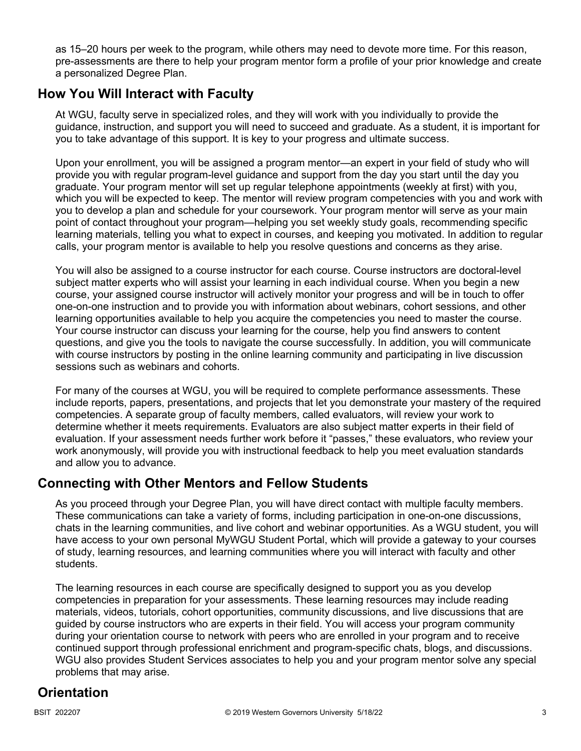as 15–20 hours per week to the program, while others may need to devote more time. For this reason, pre-assessments are there to help your program mentor form a profile of your prior knowledge and create a personalized Degree Plan.

## How You Will Interact with Faculty

At WGU, faculty serve in specialized roles, and they will work with you individually to provide the guidance, instruction, and support you will need to succeed and graduate. As a student, it is important for you to take advantage of this support. It is key to your progress and ultimate success.

Upon your enrollment, you will be assigned a program mentor—an expert in your field of study who will provide you with regular program-level guidance and support from the day you start until the day you graduate. Your program mentor will set up regular telephone appointments (weekly at first) with you, which you will be expected to keep. The mentor will review program competencies with you and work with you to develop a plan and schedule for your coursework. Your program mentor will serve as your main point of contact throughout your program—helping you set weekly study goals, recommending specific learning materials, telling you what to expect in courses, and keeping you motivated. In addition to regular calls, your program mentor is available to help you resolve questions and concerns as they arise.

You will also be assigned to a course instructor for each course. Course instructors are doctoral-level subject matter experts who will assist your learning in each individual course. When you begin a new course, your assigned course instructor will actively monitor your progress and will be in touch to offer one-on-one instruction and to provide you with information about webinars, cohort sessions, and other learning opportunities available to help you acquire the competencies you need to master the course. Your course instructor can discuss your learning for the course, help you find answers to content questions, and give you the tools to navigate the course successfully. In addition, you will communicate with course instructors by posting in the online learning community and participating in live discussion sessions such as webinars and cohorts.

For many of the courses at WGU, you will be required to complete performance assessments. These include reports, papers, presentations, and projects that let you demonstrate your mastery of the required competencies. A separate group of faculty members, called evaluators, will review your work to determine whether it meets requirements. Evaluators are also subject matter experts in their field of evaluation. If your assessment needs further work before it "passes," these evaluators, who review your work anonymously, will provide you with instructional feedback to help you meet evaluation standards and allow you to advance.

## Connecting with Other Mentors and Fellow Students

As you proceed through your Degree Plan, you will have direct contact with multiple faculty members. These communications can take a variety of forms, including participation in one-on-one discussions, chats in the learning communities, and live cohort and webinar opportunities. As a WGU student, you will have access to your own personal MyWGU Student Portal, which will provide a gateway to your courses of study, learning resources, and learning communities where you will interact with faculty and other students.

The learning resources in each course are specifically designed to support you as you develop competencies in preparation for your assessments. These learning resources may include reading materials, videos, tutorials, cohort opportunities, community discussions, and live discussions that are guided by course instructors who are experts in their field. You will access your program community during your orientation course to network with peers who are enrolled in your program and to receive continued support through professional enrichment and program-specific chats, blogs, and discussions. WGU also provides Student Services associates to help you and your program mentor solve any special problems that may arise.

## Orientation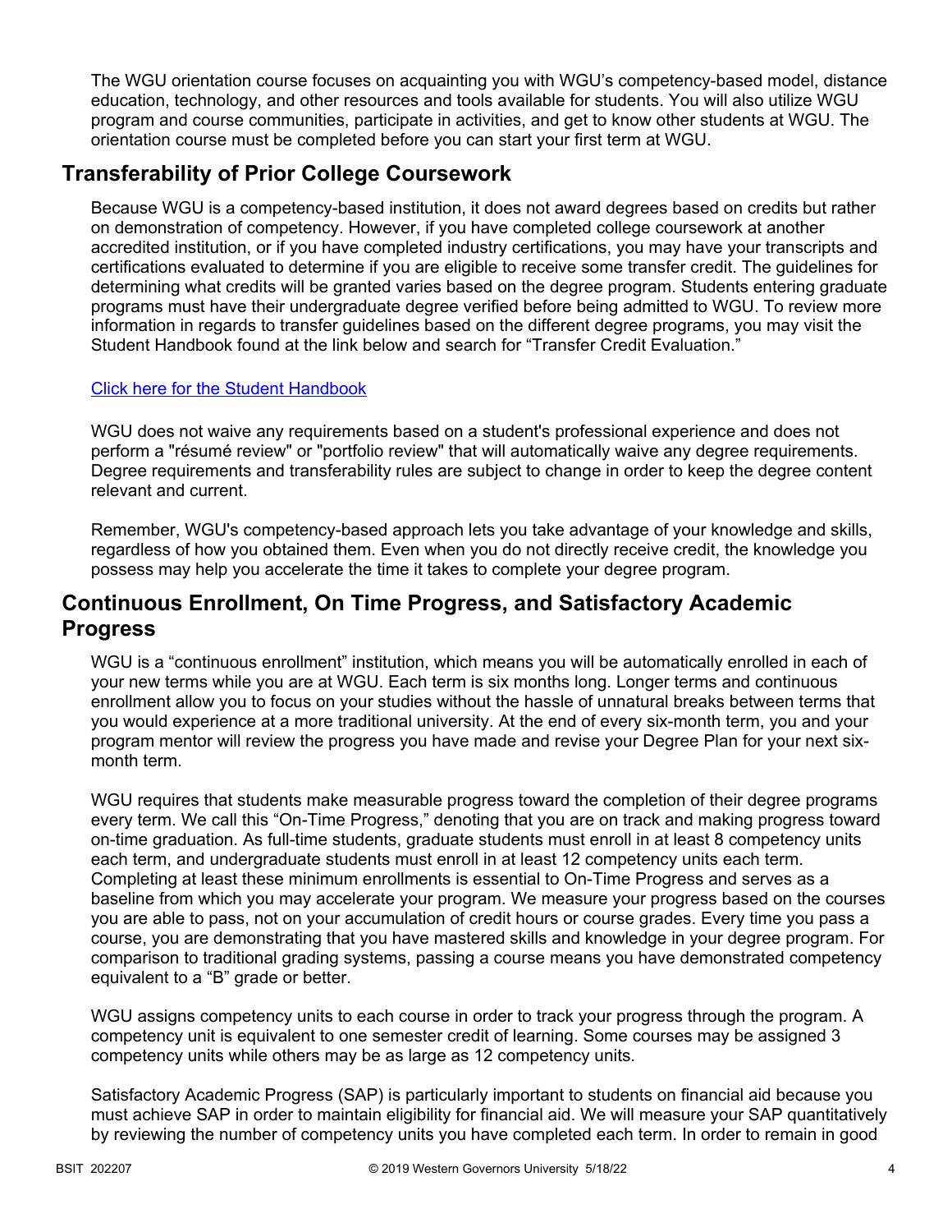The WGU orientation course focuses on acquainting you with WGU's competency-based model, distance education, technology, and other resources and tools available for students. You will also utilize WGU program and course communities, participate in activities, and get to know other students at WGU. The orientation course must be completed before you can start your first term at WGU.

## Transferability of Prior College Coursework

Because WGU is a competency-based institution, it does not award degrees based on credits but rather on demonstration of competency. However, if you have completed college coursework at another accredited institution, or if you have completed industry certifications, you may have your transcripts and certifications evaluated to determine if you are eligible to receive some transfer credit. The guidelines for determining what credits will be granted varies based on the degree program. Students entering graduate programs must have their undergraduate degree verified before being admitted to WGU. To review more information in regards to transfer guidelines based on the different degree programs, you may visit the Student Handbook found at the link below and search for "Transfer Credit Evaluation."

Click here for the Student Handbook

WGU does not waive any requirements based on a student's professional experience and does not perform a "résumé review" or "portfolio review" that will automatically waive any degree requirements. Degree requirements and transferability rules are subject to change in order to keep the degree content relevant and current.

Remember, WGU's competency-based approach lets you take advantage of your knowledge and skills, regardless of how you obtained them. Even when you do not directly receive credit, the knowledge you possess may help you accelerate the time it takes to complete your degree program.

## Continuous Enrollment, On Time Progress, and Satisfactory Academic Progress

WGU is a "continuous enrollment" institution, which means you will be automatically enrolled in each of your new terms while you are at WGU. Each term is six months long. Longer terms and continuous enrollment allow you to focus on your studies without the hassle of unnatural breaks between terms that you would experience at a more traditional university. At the end of every six-month term, you and your program mentor will review the progress you have made and revise your Degree Plan for your next six-month term.

WGU requires that students make measurable progress toward the completion of their degree programs every term. We call this "On-Time Progress," denoting that you are on track and making progress toward on-time graduation. As full-time students, graduate students must enroll in at least 8 competency units each term, and undergraduate students must enroll in at least 12 competency units each term. Completing at least these minimum enrollments is essential to On-Time Progress and serves as a baseline from which you may accelerate your program. We measure your progress based on the courses you are able to pass, not on your accumulation of credit hours or course grades. Every time you pass a course, you are demonstrating that you have mastered skills and knowledge in your degree program. For comparison to traditional grading systems, passing a course means you have demonstrated competency equivalent to a "B" grade or better.

WGU assigns competency units to each course in order to track your progress through the program. A competency unit is equivalent to one semester credit of learning. Some courses may be assigned 3 competency units while others may be as large as 12 competency units.

Satisfactory Academic Progress (SAP) is particularly important to students on financial aid because you must achieve SAP in order to maintain eligibility for financial aid. We will measure your SAP quantitatively by reviewing the number of competency units you have completed each term. In order to remain in good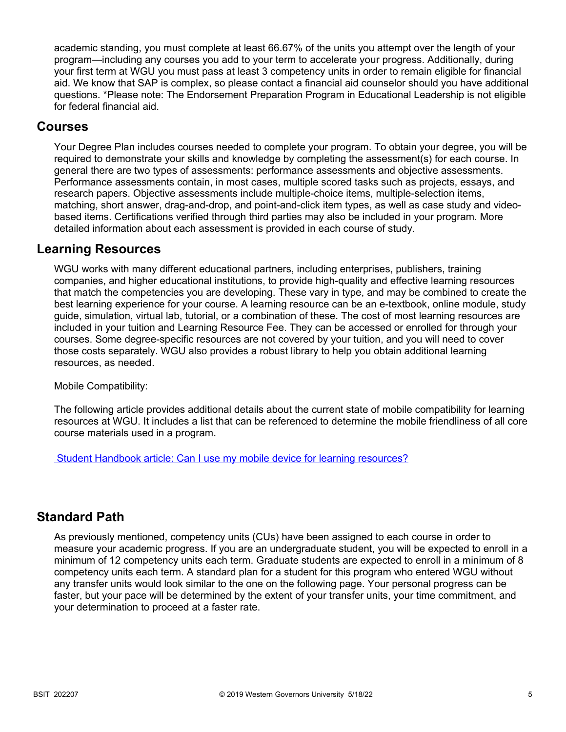academic standing, you must complete at least 66.67% of the units you attempt over the length of your program—including any courses you add to your term to accelerate your progress. Additionally, during your first term at WGU you must pass at least 3 competency units in order to remain eligible for financial aid. We know that SAP is complex, so please contact a financial aid counselor should you have additional questions. *Please note: The Endorsement Preparation Program in Educational Leadership is not eligible for federal financial aid.

## Courses

Your Degree Plan includes courses needed to complete your program. To obtain your degree, you will be required to demonstrate your skills and knowledge by completing the assessment(s) for each course. In general there are two types of assessments: performance assessments and objective assessments. Performance assessments contain, in most cases, multiple scored tasks such as projects, essays, and research papers. Objective assessments include multiple-choice items, multiple-selection items, matching, short answer, drag-and-drop, and point-and-click item types, as well as case study and video-based items. Certifications verified through third parties may also be included in your program. More detailed information about each assessment is provided in each course of study.

## Learning Resources

WGU works with many different educational partners, including enterprises, publishers, training companies, and higher educational institutions, to provide high-quality and effective learning resources that match the competencies you are developing. These vary in type, and may be combined to create the best learning experience for your course. A learning resource can be an e-textbook, online module, study guide, simulation, virtual lab, tutorial, or a combination of these. The cost of most learning resources are included in your tuition and Learning Resource Fee. They can be accessed or enrolled for through your courses. Some degree-specific resources are not covered by your tuition, and you will need to cover those costs separately. WGU also provides a robust library to help you obtain additional learning resources, as needed.

Mobile Compatibility:

The following article provides additional details about the current state of mobile compatibility for learning resources at WGU. It includes a list that can be referenced to determine the mobile friendliness of all core course materials used in a program.

Student Handbook article: Can I use my mobile device for learning resources?

## Standard Path

As previously mentioned, competency units (CUs) have been assigned to each course in order to measure your academic progress. If you are an undergraduate student, you will be expected to enroll in a minimum of 12 competency units each term. Graduate students are expected to enroll in a minimum of 8 competency units each term. A standard plan for a student for this program who entered WGU without any transfer units would look similar to the one on the following page. Your personal progress can be faster, but your pace will be determined by the extent of your transfer units, your time commitment, and your determination to proceed at a faster rate.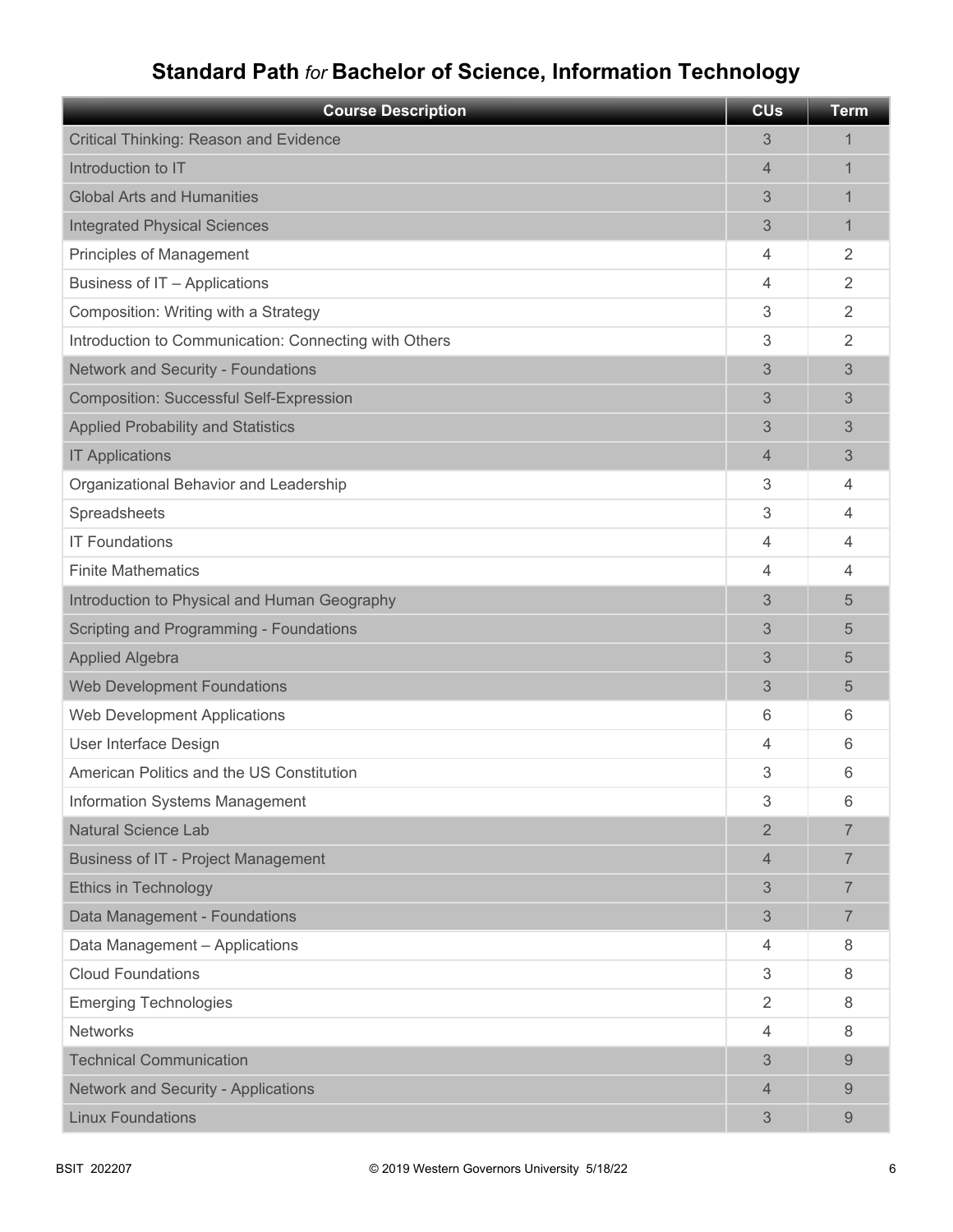# Standard Path *for* Bachelor of Science, Information Technology

| Course Description | CUs | Term |
|---|---|---|
| Critical Thinking: Reason and Evidence | 3 | 1 |
| Introduction to IT | 4 | 1 |
| Global Arts and Humanities | 3 | 1 |
| Integrated Physical Sciences | 3 | 1 |
| Principles of Management | 4 | 2 |
| Business of IT – Applications | 4 | 2 |
| Composition: Writing with a Strategy | 3 | 2 |
| Introduction to Communication: Connecting with Others | 3 | 2 |
| Network and Security - Foundations | 3 | 3 |
| Composition: Successful Self-Expression | 3 | 3 |
| Applied Probability and Statistics | 3 | 3 |
| IT Applications | 4 | 3 |
| Organizational Behavior and Leadership | 3 | 4 |
| Spreadsheets | 3 | 4 |
| IT Foundations | 4 | 4 |
| Finite Mathematics | 4 | 4 |
| Introduction to Physical and Human Geography | 3 | 5 |
| Scripting and Programming - Foundations | 3 | 5 |
| Applied Algebra | 3 | 5 |
| Web Development Foundations | 3 | 5 |
| Web Development Applications | 6 | 6 |
| User Interface Design | 4 | 6 |
| American Politics and the US Constitution | 3 | 6 |
| Information Systems Management | 3 | 6 |
| Natural Science Lab | 2 | 7 |
| Business of IT - Project Management | 4 | 7 |
| Ethics in Technology | 3 | 7 |
| Data Management - Foundations | 3 | 7 |
| Data Management – Applications | 4 | 8 |
| Cloud Foundations | 3 | 8 |
| Emerging Technologies | 2 | 8 |
| Networks | 4 | 8 |
| Technical Communication | 3 | 9 |
| Network and Security - Applications | 4 | 9 |
| Linux Foundations | 3 | 9 |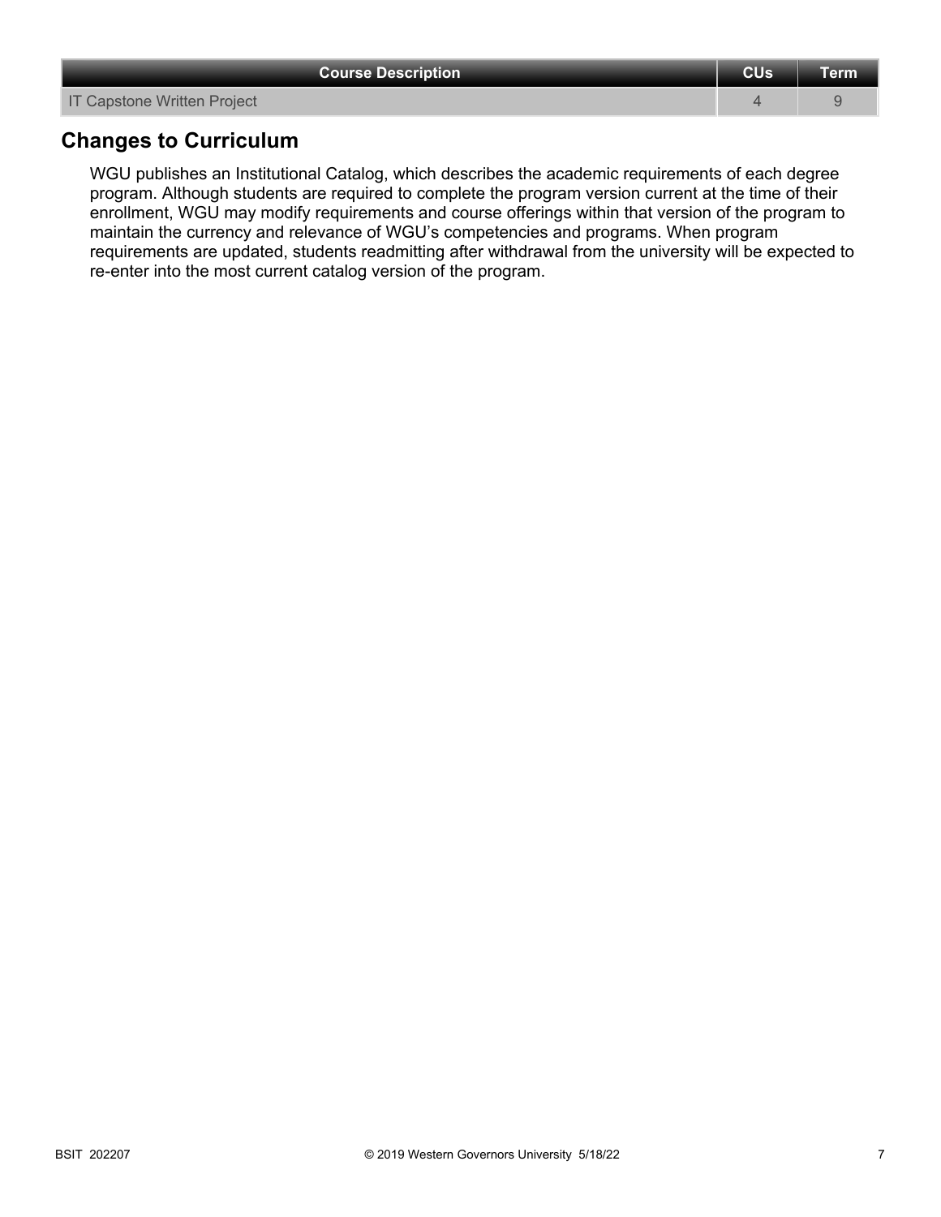| Course Description | CUs | Term |
| --- | --- | --- |
| IT Capstone Written Project | 4 | 9 |

## Changes to Curriculum

WGU publishes an Institutional Catalog, which describes the academic requirements of each degree program. Although students are required to complete the program version current at the time of their enrollment, WGU may modify requirements and course offerings within that version of the program to maintain the currency and relevance of WGU's competencies and programs. When program requirements are updated, students readmitting after withdrawal from the university will be expected to re-enter into the most current catalog version of the program.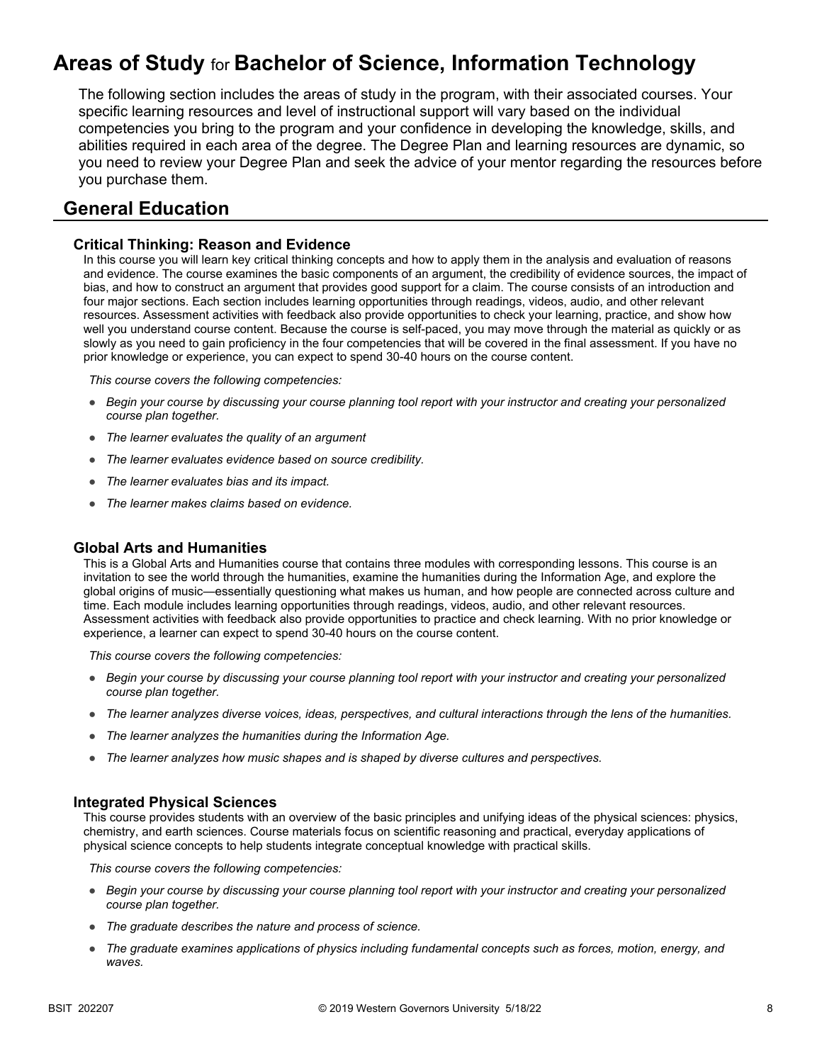# Areas of Study for Bachelor of Science, Information Technology

The following section includes the areas of study in the program, with their associated courses. Your specific learning resources and level of instructional support will vary based on the individual competencies you bring to the program and your confidence in developing the knowledge, skills, and abilities required in each area of the degree. The Degree Plan and learning resources are dynamic, so you need to review your Degree Plan and seek the advice of your mentor regarding the resources before you purchase them.

## General Education

### Critical Thinking: Reason and Evidence

In this course you will learn key critical thinking concepts and how to apply them in the analysis and evaluation of reasons and evidence. The course examines the basic components of an argument, the credibility of evidence sources, the impact of bias, and how to construct an argument that provides good support for a claim. The course consists of an introduction and four major sections. Each section includes learning opportunities through readings, videos, audio, and other relevant resources. Assessment activities with feedback also provide opportunities to check your learning, practice, and show how well you understand course content. Because the course is self-paced, you may move through the material as quickly or as slowly as you need to gain proficiency in the four competencies that will be covered in the final assessment. If you have no prior knowledge or experience, you can expect to spend 30-40 hours on the course content.

*This course covers the following competencies:*

- *Begin your course by discussing your course planning tool report with your instructor and creating your personalized course plan together.*
- *The learner evaluates the quality of an argument*
- *The learner evaluates evidence based on source credibility.*
- *The learner evaluates bias and its impact.*
- *The learner makes claims based on evidence.*

### Global Arts and Humanities

This is a Global Arts and Humanities course that contains three modules with corresponding lessons. This course is an invitation to see the world through the humanities, examine the humanities during the Information Age, and explore the global origins of music—essentially questioning what makes us human, and how people are connected across culture and time. Each module includes learning opportunities through readings, videos, audio, and other relevant resources. Assessment activities with feedback also provide opportunities to practice and check learning. With no prior knowledge or experience, a learner can expect to spend 30-40 hours on the course content.

*This course covers the following competencies:*

- *Begin your course by discussing your course planning tool report with your instructor and creating your personalized course plan together.*
- *The learner analyzes diverse voices, ideas, perspectives, and cultural interactions through the lens of the humanities.*
- *The learner analyzes the humanities during the Information Age.*
- *The learner analyzes how music shapes and is shaped by diverse cultures and perspectives.*

### Integrated Physical Sciences

This course provides students with an overview of the basic principles and unifying ideas of the physical sciences: physics, chemistry, and earth sciences. Course materials focus on scientific reasoning and practical, everyday applications of physical science concepts to help students integrate conceptual knowledge with practical skills.

*This course covers the following competencies:*

- *Begin your course by discussing your course planning tool report with your instructor and creating your personalized course plan together.*
- *The graduate describes the nature and process of science.*
- *The graduate examines applications of physics including fundamental concepts such as forces, motion, energy, and waves.*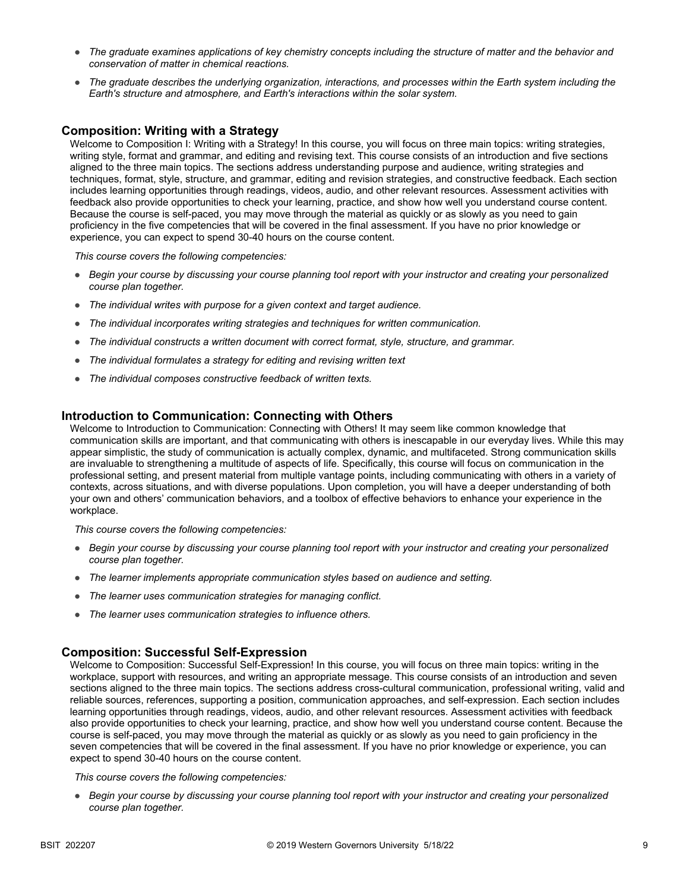- *The graduate examines applications of key chemistry concepts including the structure of matter and the behavior and conservation of matter in chemical reactions.*
- *The graduate describes the underlying organization, interactions, and processes within the Earth system including the Earth's structure and atmosphere, and Earth's interactions within the solar system.*

### Composition: Writing with a Strategy

Welcome to Composition I: Writing with a Strategy! In this course, you will focus on three main topics: writing strategies, writing style, format and grammar, and editing and revising text. This course consists of an introduction and five sections aligned to the three main topics. The sections address understanding purpose and audience, writing strategies and techniques, format, style, structure, and grammar, editing and revision strategies, and constructive feedback. Each section includes learning opportunities through readings, videos, audio, and other relevant resources. Assessment activities with feedback also provide opportunities to check your learning, practice, and show how well you understand course content. Because the course is self-paced, you may move through the material as quickly or as slowly as you need to gain proficiency in the five competencies that will be covered in the final assessment. If you have no prior knowledge or experience, you can expect to spend 30-40 hours on the course content.

*This course covers the following competencies:*

- *Begin your course by discussing your course planning tool report with your instructor and creating your personalized course plan together.*
- *The individual writes with purpose for a given context and target audience.*
- *The individual incorporates writing strategies and techniques for written communication.*
- *The individual constructs a written document with correct format, style, structure, and grammar.*
- *The individual formulates a strategy for editing and revising written text*
- *The individual composes constructive feedback of written texts.*

### Introduction to Communication: Connecting with Others

Welcome to Introduction to Communication: Connecting with Others! It may seem like common knowledge that communication skills are important, and that communicating with others is inescapable in our everyday lives. While this may appear simplistic, the study of communication is actually complex, dynamic, and multifaceted. Strong communication skills are invaluable to strengthening a multitude of aspects of life. Specifically, this course will focus on communication in the professional setting, and present material from multiple vantage points, including communicating with others in a variety of contexts, across situations, and with diverse populations. Upon completion, you will have a deeper understanding of both your own and others' communication behaviors, and a toolbox of effective behaviors to enhance your experience in the workplace.

*This course covers the following competencies:*

- *Begin your course by discussing your course planning tool report with your instructor and creating your personalized course plan together.*
- *The learner implements appropriate communication styles based on audience and setting.*
- *The learner uses communication strategies for managing conflict.*
- *The learner uses communication strategies to influence others.*

### Composition: Successful Self-Expression

Welcome to Composition: Successful Self-Expression! In this course, you will focus on three main topics: writing in the workplace, support with resources, and writing an appropriate message. This course consists of an introduction and seven sections aligned to the three main topics. The sections address cross-cultural communication, professional writing, valid and reliable sources, references, supporting a position, communication approaches, and self-expression. Each section includes learning opportunities through readings, videos, audio, and other relevant resources. Assessment activities with feedback also provide opportunities to check your learning, practice, and show how well you understand course content. Because the course is self-paced, you may move through the material as quickly or as slowly as you need to gain proficiency in the seven competencies that will be covered in the final assessment. If you have no prior knowledge or experience, you can expect to spend 30-40 hours on the course content.

*This course covers the following competencies:*

- *Begin your course by discussing your course planning tool report with your instructor and creating your personalized course plan together.*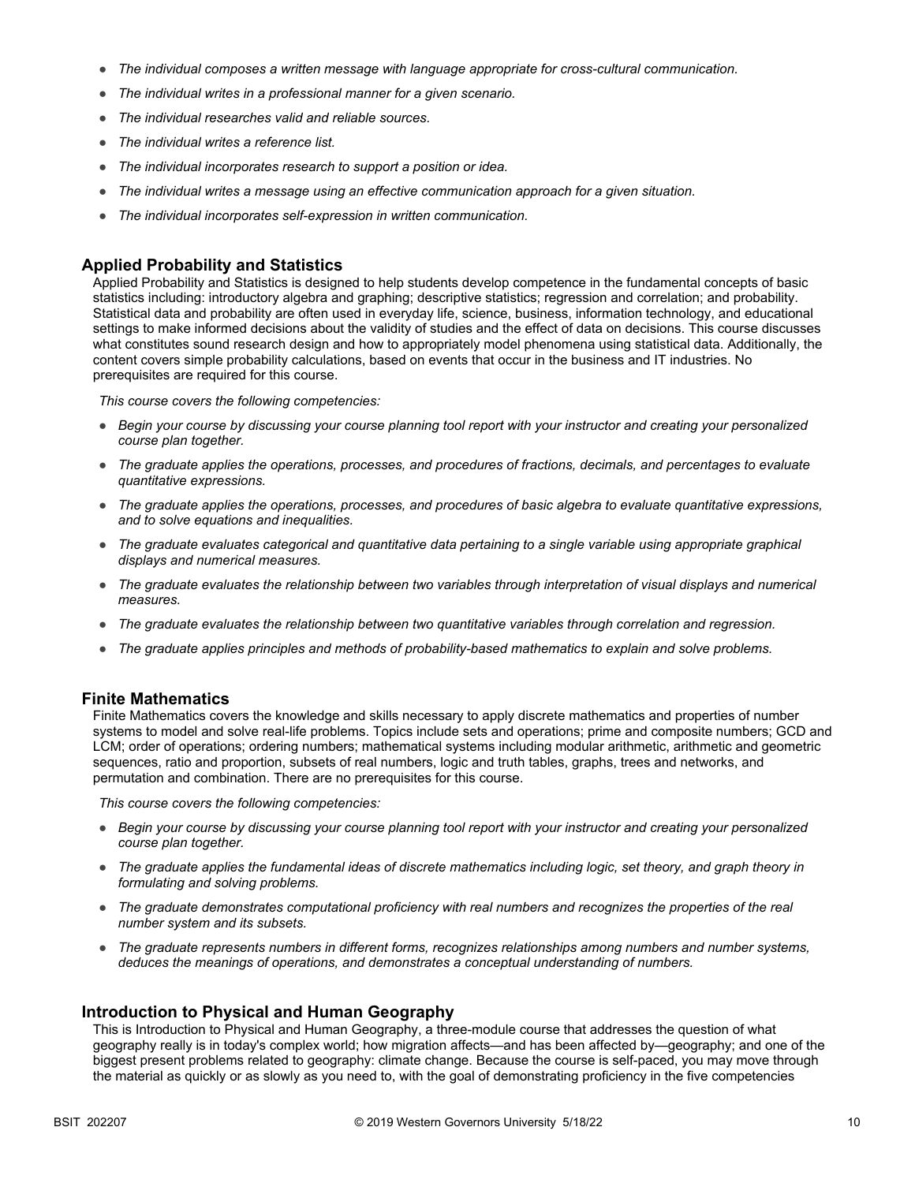- *The individual composes a written message with language appropriate for cross-cultural communication.*
- *The individual writes in a professional manner for a given scenario.*
- *The individual researches valid and reliable sources.*
- *The individual writes a reference list.*
- *The individual incorporates research to support a position or idea.*
- *The individual writes a message using an effective communication approach for a given situation.*
- *The individual incorporates self-expression in written communication.*

### Applied Probability and Statistics

Applied Probability and Statistics is designed to help students develop competence in the fundamental concepts of basic statistics including: introductory algebra and graphing; descriptive statistics; regression and correlation; and probability. Statistical data and probability are often used in everyday life, science, business, information technology, and educational settings to make informed decisions about the validity of studies and the effect of data on decisions. This course discusses what constitutes sound research design and how to appropriately model phenomena using statistical data. Additionally, the content covers simple probability calculations, based on events that occur in the business and IT industries. No prerequisites are required for this course.

*This course covers the following competencies:*

- *Begin your course by discussing your course planning tool report with your instructor and creating your personalized course plan together.*
- *The graduate applies the operations, processes, and procedures of fractions, decimals, and percentages to evaluate quantitative expressions.*
- *The graduate applies the operations, processes, and procedures of basic algebra to evaluate quantitative expressions, and to solve equations and inequalities.*
- *The graduate evaluates categorical and quantitative data pertaining to a single variable using appropriate graphical displays and numerical measures.*
- *The graduate evaluates the relationship between two variables through interpretation of visual displays and numerical measures.*
- *The graduate evaluates the relationship between two quantitative variables through correlation and regression.*
- *The graduate applies principles and methods of probability-based mathematics to explain and solve problems.*

### Finite Mathematics

Finite Mathematics covers the knowledge and skills necessary to apply discrete mathematics and properties of number systems to model and solve real-life problems. Topics include sets and operations; prime and composite numbers; GCD and LCM; order of operations; ordering numbers; mathematical systems including modular arithmetic, arithmetic and geometric sequences, ratio and proportion, subsets of real numbers, logic and truth tables, graphs, trees and networks, and permutation and combination. There are no prerequisites for this course.

*This course covers the following competencies:*

- *Begin your course by discussing your course planning tool report with your instructor and creating your personalized course plan together.*
- *The graduate applies the fundamental ideas of discrete mathematics including logic, set theory, and graph theory in formulating and solving problems.*
- *The graduate demonstrates computational proficiency with real numbers and recognizes the properties of the real number system and its subsets.*
- *The graduate represents numbers in different forms, recognizes relationships among numbers and number systems, deduces the meanings of operations, and demonstrates a conceptual understanding of numbers.*

### Introduction to Physical and Human Geography

This is Introduction to Physical and Human Geography, a three-module course that addresses the question of what geography really is in today's complex world; how migration affects—and has been affected by—geography; and one of the biggest present problems related to geography: climate change. Because the course is self-paced, you may move through the material as quickly or as slowly as you need to, with the goal of demonstrating proficiency in the five competencies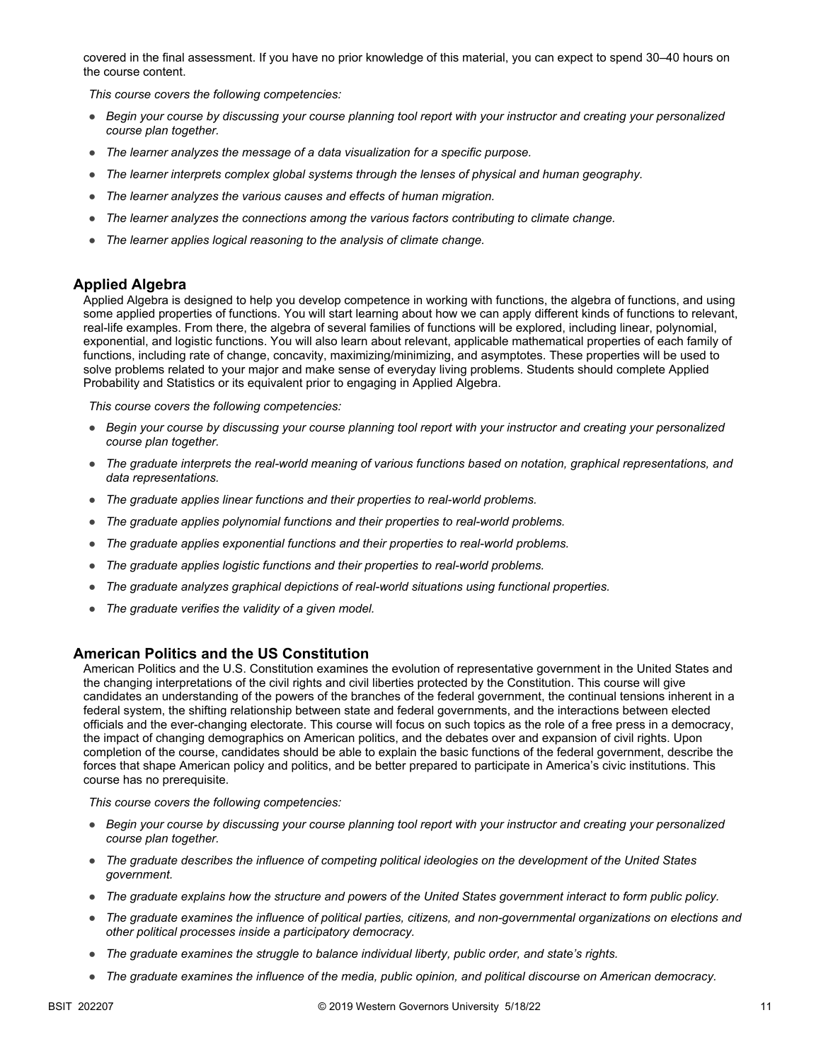covered in the final assessment. If you have no prior knowledge of this material, you can expect to spend 30–40 hours on the course content.

*This course covers the following competencies:*

- *Begin your course by discussing your course planning tool report with your instructor and creating your personalized course plan together.*
- *The learner analyzes the message of a data visualization for a specific purpose.*
- *The learner interprets complex global systems through the lenses of physical and human geography.*
- *The learner analyzes the various causes and effects of human migration.*
- *The learner analyzes the connections among the various factors contributing to climate change.*
- *The learner applies logical reasoning to the analysis of climate change.*

### Applied Algebra

Applied Algebra is designed to help you develop competence in working with functions, the algebra of functions, and using some applied properties of functions. You will start learning about how we can apply different kinds of functions to relevant, real-life examples. From there, the algebra of several families of functions will be explored, including linear, polynomial, exponential, and logistic functions. You will also learn about relevant, applicable mathematical properties of each family of functions, including rate of change, concavity, maximizing/minimizing, and asymptotes. These properties will be used to solve problems related to your major and make sense of everyday living problems. Students should complete Applied Probability and Statistics or its equivalent prior to engaging in Applied Algebra.

*This course covers the following competencies:*

- *Begin your course by discussing your course planning tool report with your instructor and creating your personalized course plan together.*
- *The graduate interprets the real-world meaning of various functions based on notation, graphical representations, and data representations.*
- *The graduate applies linear functions and their properties to real-world problems.*
- *The graduate applies polynomial functions and their properties to real-world problems.*
- *The graduate applies exponential functions and their properties to real-world problems.*
- *The graduate applies logistic functions and their properties to real-world problems.*
- *The graduate analyzes graphical depictions of real-world situations using functional properties.*
- *The graduate verifies the validity of a given model.*

### American Politics and the US Constitution

American Politics and the U.S. Constitution examines the evolution of representative government in the United States and the changing interpretations of the civil rights and civil liberties protected by the Constitution. This course will give candidates an understanding of the powers of the branches of the federal government, the continual tensions inherent in a federal system, the shifting relationship between state and federal governments, and the interactions between elected officials and the ever-changing electorate. This course will focus on such topics as the role of a free press in a democracy, the impact of changing demographics on American politics, and the debates over and expansion of civil rights. Upon completion of the course, candidates should be able to explain the basic functions of the federal government, describe the forces that shape American policy and politics, and be better prepared to participate in America's civic institutions. This course has no prerequisite.

*This course covers the following competencies:*

- *Begin your course by discussing your course planning tool report with your instructor and creating your personalized course plan together.*
- *The graduate describes the influence of competing political ideologies on the development of the United States government.*
- *The graduate explains how the structure and powers of the United States government interact to form public policy.*
- *The graduate examines the influence of political parties, citizens, and non-governmental organizations on elections and other political processes inside a participatory democracy.*
- *The graduate examines the struggle to balance individual liberty, public order, and state's rights.*
- *The graduate examines the influence of the media, public opinion, and political discourse on American democracy.*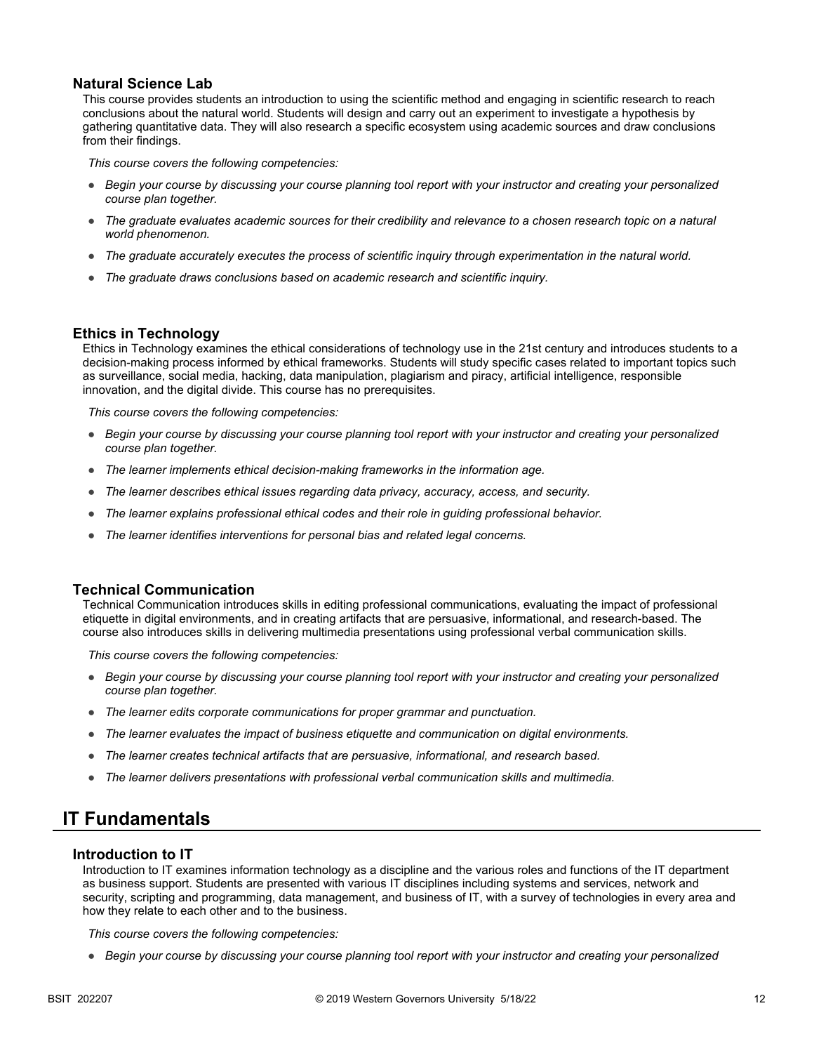### Natural Science Lab

This course provides students an introduction to using the scientific method and engaging in scientific research to reach conclusions about the natural world. Students will design and carry out an experiment to investigate a hypothesis by gathering quantitative data. They will also research a specific ecosystem using academic sources and draw conclusions from their findings.

*This course covers the following competencies:*

- *Begin your course by discussing your course planning tool report with your instructor and creating your personalized course plan together.*
- *The graduate evaluates academic sources for their credibility and relevance to a chosen research topic on a natural world phenomenon.*
- *The graduate accurately executes the process of scientific inquiry through experimentation in the natural world.*
- *The graduate draws conclusions based on academic research and scientific inquiry.*

### Ethics in Technology

Ethics in Technology examines the ethical considerations of technology use in the 21st century and introduces students to a decision-making process informed by ethical frameworks. Students will study specific cases related to important topics such as surveillance, social media, hacking, data manipulation, plagiarism and piracy, artificial intelligence, responsible innovation, and the digital divide. This course has no prerequisites.

*This course covers the following competencies:*

- *Begin your course by discussing your course planning tool report with your instructor and creating your personalized course plan together.*
- *The learner implements ethical decision-making frameworks in the information age.*
- *The learner describes ethical issues regarding data privacy, accuracy, access, and security.*
- *The learner explains professional ethical codes and their role in guiding professional behavior.*
- *The learner identifies interventions for personal bias and related legal concerns.*

### Technical Communication

Technical Communication introduces skills in editing professional communications, evaluating the impact of professional etiquette in digital environments, and in creating artifacts that are persuasive, informational, and research-based. The course also introduces skills in delivering multimedia presentations using professional verbal communication skills.

*This course covers the following competencies:*

- *Begin your course by discussing your course planning tool report with your instructor and creating your personalized course plan together.*
- *The learner edits corporate communications for proper grammar and punctuation.*
- *The learner evaluates the impact of business etiquette and communication on digital environments.*
- *The learner creates technical artifacts that are persuasive, informational, and research based.*
- *The learner delivers presentations with professional verbal communication skills and multimedia.*

## IT Fundamentals

### Introduction to IT

Introduction to IT examines information technology as a discipline and the various roles and functions of the IT department as business support. Students are presented with various IT disciplines including systems and services, network and security, scripting and programming, data management, and business of IT, with a survey of technologies in every area and how they relate to each other and to the business.

*This course covers the following competencies:*

- *Begin your course by discussing your course planning tool report with your instructor and creating your personalized*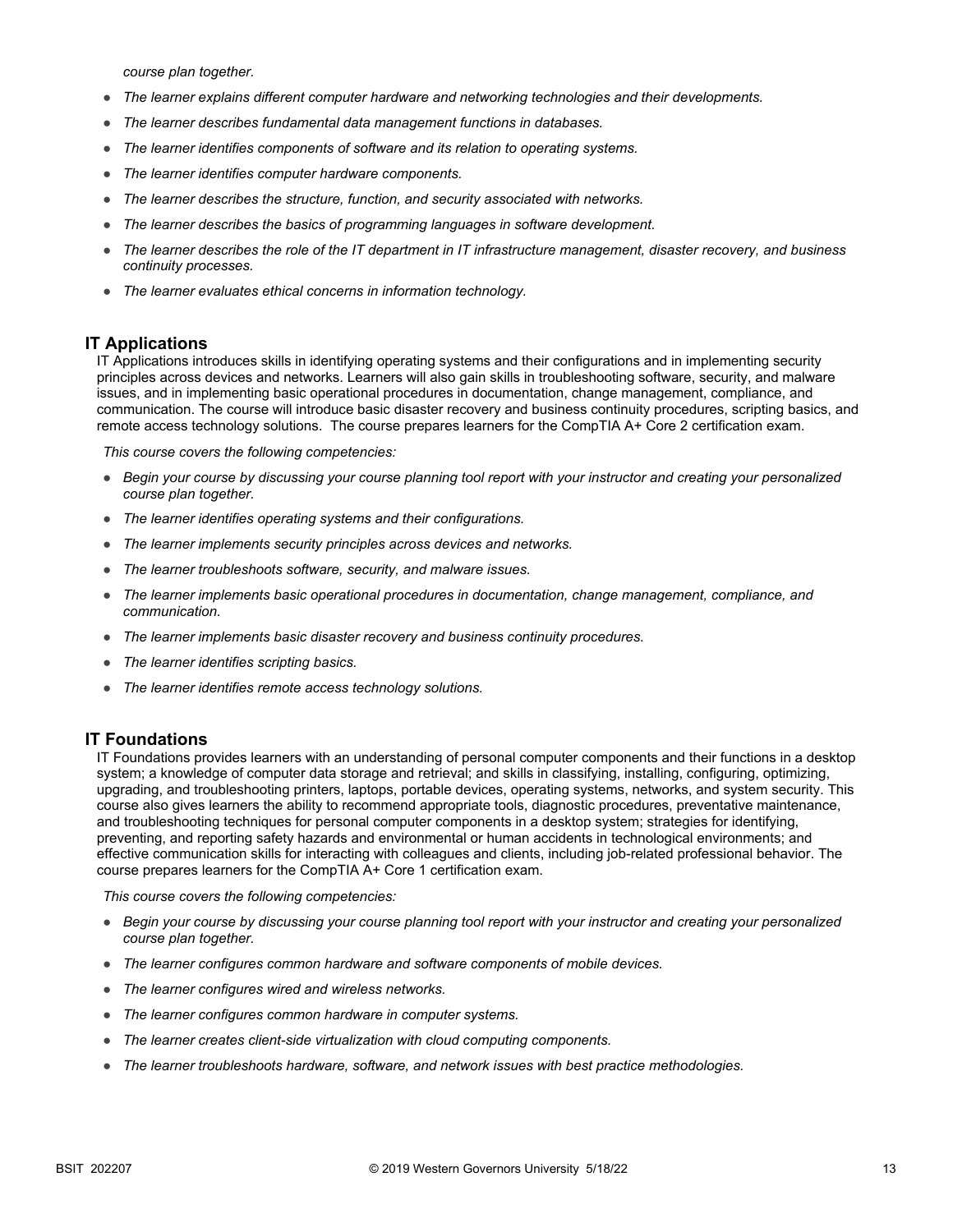*course plan together.*

- *The learner explains different computer hardware and networking technologies and their developments.*
- *The learner describes fundamental data management functions in databases.*
- *The learner identifies components of software and its relation to operating systems.*
- *The learner identifies computer hardware components.*
- *The learner describes the structure, function, and security associated with networks.*
- *The learner describes the basics of programming languages in software development.*
- *The learner describes the role of the IT department in IT infrastructure management, disaster recovery, and business continuity processes.*
- *The learner evaluates ethical concerns in information technology.*

## IT Applications

IT Applications introduces skills in identifying operating systems and their configurations and in implementing security principles across devices and networks. Learners will also gain skills in troubleshooting software, security, and malware issues, and in implementing basic operational procedures in documentation, change management, compliance, and communication. The course will introduce basic disaster recovery and business continuity procedures, scripting basics, and remote access technology solutions. The course prepares learners for the CompTIA A+ Core 2 certification exam.

*This course covers the following competencies:*

- *Begin your course by discussing your course planning tool report with your instructor and creating your personalized course plan together.*
- *The learner identifies operating systems and their configurations.*
- *The learner implements security principles across devices and networks.*
- *The learner troubleshoots software, security, and malware issues.*
- *The learner implements basic operational procedures in documentation, change management, compliance, and communication.*
- *The learner implements basic disaster recovery and business continuity procedures.*
- *The learner identifies scripting basics.*
- *The learner identifies remote access technology solutions.*

## IT Foundations

IT Foundations provides learners with an understanding of personal computer components and their functions in a desktop system; a knowledge of computer data storage and retrieval; and skills in classifying, installing, configuring, optimizing, upgrading, and troubleshooting printers, laptops, portable devices, operating systems, networks, and system security. This course also gives learners the ability to recommend appropriate tools, diagnostic procedures, preventative maintenance, and troubleshooting techniques for personal computer components in a desktop system; strategies for identifying, preventing, and reporting safety hazards and environmental or human accidents in technological environments; and effective communication skills for interacting with colleagues and clients, including job-related professional behavior. The course prepares learners for the CompTIA A+ Core 1 certification exam.

*This course covers the following competencies:*

- *Begin your course by discussing your course planning tool report with your instructor and creating your personalized course plan together.*
- *The learner configures common hardware and software components of mobile devices.*
- *The learner configures wired and wireless networks.*
- *The learner configures common hardware in computer systems.*
- *The learner creates client-side virtualization with cloud computing components.*
- *The learner troubleshoots hardware, software, and network issues with best practice methodologies.*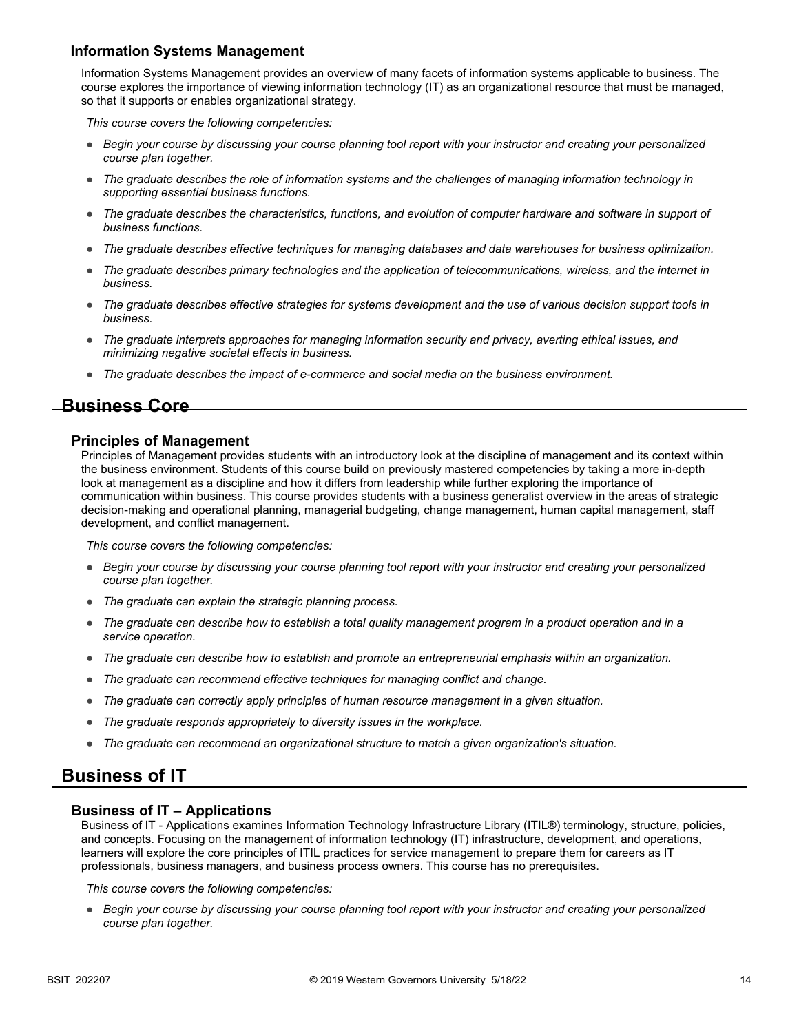### Information Systems Management

Information Systems Management provides an overview of many facets of information systems applicable to business. The course explores the importance of viewing information technology (IT) as an organizational resource that must be managed, so that it supports or enables organizational strategy.

*This course covers the following competencies:*

- *Begin your course by discussing your course planning tool report with your instructor and creating your personalized course plan together.*
- *The graduate describes the role of information systems and the challenges of managing information technology in supporting essential business functions.*
- *The graduate describes the characteristics, functions, and evolution of computer hardware and software in support of business functions.*
- *The graduate describes effective techniques for managing databases and data warehouses for business optimization.*
- *The graduate describes primary technologies and the application of telecommunications, wireless, and the internet in business.*
- *The graduate describes effective strategies for systems development and the use of various decision support tools in business.*
- *The graduate interprets approaches for managing information security and privacy, averting ethical issues, and minimizing negative societal effects in business.*
- *The graduate describes the impact of e-commerce and social media on the business environment.*

## Business Core

### Principles of Management

Principles of Management provides students with an introductory look at the discipline of management and its context within the business environment. Students of this course build on previously mastered competencies by taking a more in-depth look at management as a discipline and how it differs from leadership while further exploring the importance of communication within business. This course provides students with a business generalist overview in the areas of strategic decision-making and operational planning, managerial budgeting, change management, human capital management, staff development, and conflict management.

*This course covers the following competencies:*

- *Begin your course by discussing your course planning tool report with your instructor and creating your personalized course plan together.*
- *The graduate can explain the strategic planning process.*
- *The graduate can describe how to establish a total quality management program in a product operation and in a service operation.*
- *The graduate can describe how to establish and promote an entrepreneurial emphasis within an organization.*
- *The graduate can recommend effective techniques for managing conflict and change.*
- *The graduate can correctly apply principles of human resource management in a given situation.*
- *The graduate responds appropriately to diversity issues in the workplace.*
- *The graduate can recommend an organizational structure to match a given organization's situation.*

## Business of IT

### Business of IT – Applications

Business of IT - Applications examines Information Technology Infrastructure Library (ITIL®) terminology, structure, policies, and concepts. Focusing on the management of information technology (IT) infrastructure, development, and operations, learners will explore the core principles of ITIL practices for service management to prepare them for careers as IT professionals, business managers, and business process owners. This course has no prerequisites.

*This course covers the following competencies:*

- *Begin your course by discussing your course planning tool report with your instructor and creating your personalized course plan together.*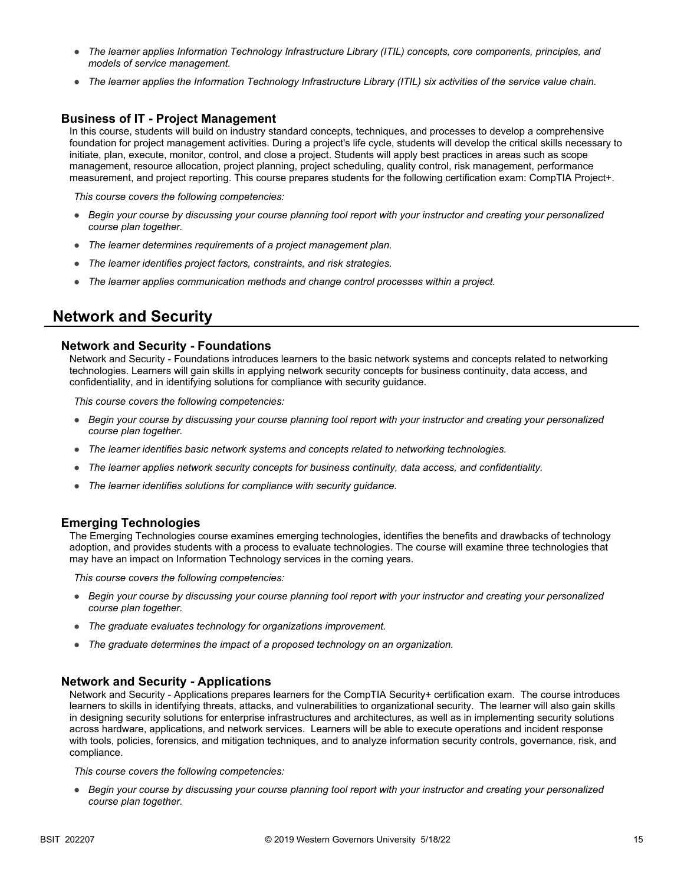- *The learner applies Information Technology Infrastructure Library (ITIL) concepts, core components, principles, and models of service management.*
- *The learner applies the Information Technology Infrastructure Library (ITIL) six activities of the service value chain.*

### Business of IT - Project Management

In this course, students will build on industry standard concepts, techniques, and processes to develop a comprehensive foundation for project management activities. During a project's life cycle, students will develop the critical skills necessary to initiate, plan, execute, monitor, control, and close a project. Students will apply best practices in areas such as scope management, resource allocation, project planning, project scheduling, quality control, risk management, performance measurement, and project reporting. This course prepares students for the following certification exam: CompTIA Project+.

*This course covers the following competencies:*

- *Begin your course by discussing your course planning tool report with your instructor and creating your personalized course plan together.*
- *The learner determines requirements of a project management plan.*
- *The learner identifies project factors, constraints, and risk strategies.*
- *The learner applies communication methods and change control processes within a project.*

## Network and Security

### Network and Security - Foundations

Network and Security - Foundations introduces learners to the basic network systems and concepts related to networking technologies. Learners will gain skills in applying network security concepts for business continuity, data access, and confidentiality, and in identifying solutions for compliance with security guidance.

*This course covers the following competencies:*

- *Begin your course by discussing your course planning tool report with your instructor and creating your personalized course plan together.*
- *The learner identifies basic network systems and concepts related to networking technologies.*
- *The learner applies network security concepts for business continuity, data access, and confidentiality.*
- *The learner identifies solutions for compliance with security guidance.*

### Emerging Technologies

The Emerging Technologies course examines emerging technologies, identifies the benefits and drawbacks of technology adoption, and provides students with a process to evaluate technologies. The course will examine three technologies that may have an impact on Information Technology services in the coming years.

*This course covers the following competencies:*

- *Begin your course by discussing your course planning tool report with your instructor and creating your personalized course plan together.*
- *The graduate evaluates technology for organizations improvement.*
- *The graduate determines the impact of a proposed technology on an organization.*

### Network and Security - Applications

Network and Security - Applications prepares learners for the CompTIA Security+ certification exam. The course introduces learners to skills in identifying threats, attacks, and vulnerabilities to organizational security. The learner will also gain skills in designing security solutions for enterprise infrastructures and architectures, as well as in implementing security solutions across hardware, applications, and network services. Learners will be able to execute operations and incident response with tools, policies, forensics, and mitigation techniques, and to analyze information security controls, governance, risk, and compliance.

*This course covers the following competencies:*

- *Begin your course by discussing your course planning tool report with your instructor and creating your personalized course plan together.*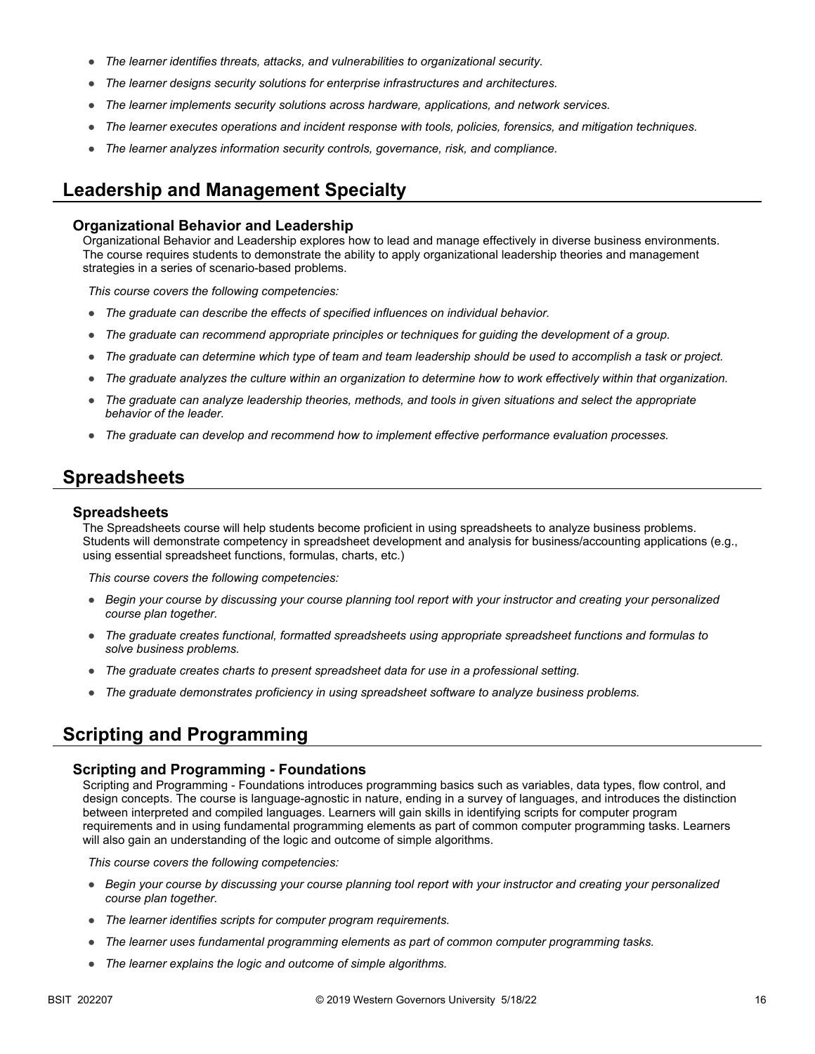- *The learner identifies threats, attacks, and vulnerabilities to organizational security.*
- *The learner designs security solutions for enterprise infrastructures and architectures.*
- *The learner implements security solutions across hardware, applications, and network services.*
- *The learner executes operations and incident response with tools, policies, forensics, and mitigation techniques.*
- *The learner analyzes information security controls, governance, risk, and compliance.*

## Leadership and Management Specialty

### Organizational Behavior and Leadership

Organizational Behavior and Leadership explores how to lead and manage effectively in diverse business environments. The course requires students to demonstrate the ability to apply organizational leadership theories and management strategies in a series of scenario-based problems.

*This course covers the following competencies:*

- *The graduate can describe the effects of specified influences on individual behavior.*
- *The graduate can recommend appropriate principles or techniques for guiding the development of a group.*
- *The graduate can determine which type of team and team leadership should be used to accomplish a task or project.*
- *The graduate analyzes the culture within an organization to determine how to work effectively within that organization.*
- *The graduate can analyze leadership theories, methods, and tools in given situations and select the appropriate behavior of the leader.*
- *The graduate can develop and recommend how to implement effective performance evaluation processes.*

## Spreadsheets

### Spreadsheets

The Spreadsheets course will help students become proficient in using spreadsheets to analyze business problems. Students will demonstrate competency in spreadsheet development and analysis for business/accounting applications (e.g., using essential spreadsheet functions, formulas, charts, etc.)

*This course covers the following competencies:*

- *Begin your course by discussing your course planning tool report with your instructor and creating your personalized course plan together.*
- *The graduate creates functional, formatted spreadsheets using appropriate spreadsheet functions and formulas to solve business problems.*
- *The graduate creates charts to present spreadsheet data for use in a professional setting.*
- *The graduate demonstrates proficiency in using spreadsheet software to analyze business problems.*

## Scripting and Programming

### Scripting and Programming - Foundations

Scripting and Programming - Foundations introduces programming basics such as variables, data types, flow control, and design concepts. The course is language-agnostic in nature, ending in a survey of languages, and introduces the distinction between interpreted and compiled languages. Learners will gain skills in identifying scripts for computer program requirements and in using fundamental programming elements as part of common computer programming tasks. Learners will also gain an understanding of the logic and outcome of simple algorithms.

*This course covers the following competencies:*

- *Begin your course by discussing your course planning tool report with your instructor and creating your personalized course plan together.*
- *The learner identifies scripts for computer program requirements.*
- *The learner uses fundamental programming elements as part of common computer programming tasks.*
- *The learner explains the logic and outcome of simple algorithms.*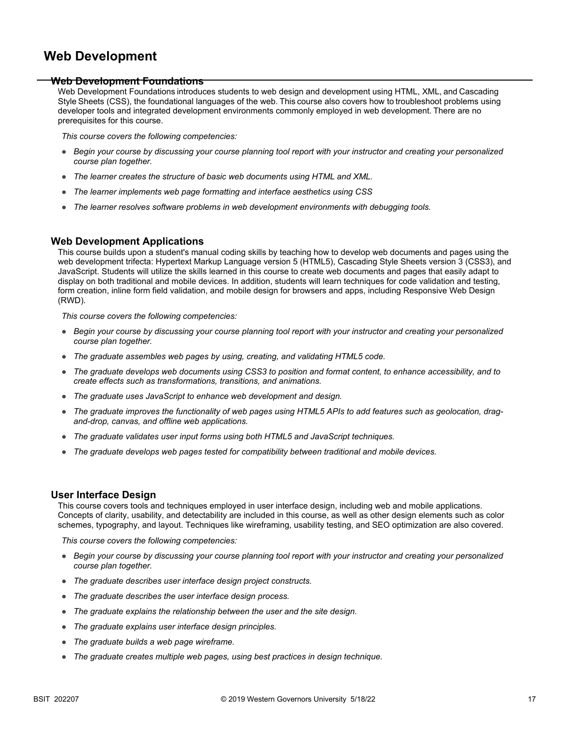# Web Development

## Web Development Foundations

Web Development Foundations introduces students to web design and development using HTML, XML, and Cascading Style Sheets (CSS), the foundational languages of the web. This course also covers how to troubleshoot problems using developer tools and integrated development environments commonly employed in web development. There are no prerequisites for this course.

*This course covers the following competencies:*

- *Begin your course by discussing your course planning tool report with your instructor and creating your personalized course plan together.*
- *The learner creates the structure of basic web documents using HTML and XML.*
- *The learner implements web page formatting and interface aesthetics using CSS*
- *The learner resolves software problems in web development environments with debugging tools.*

## Web Development Applications

This course builds upon a student's manual coding skills by teaching how to develop web documents and pages using the web development trifecta: Hypertext Markup Language version 5 (HTML5), Cascading Style Sheets version 3 (CSS3), and JavaScript. Students will utilize the skills learned in this course to create web documents and pages that easily adapt to display on both traditional and mobile devices. In addition, students will learn techniques for code validation and testing, form creation, inline form field validation, and mobile design for browsers and apps, including Responsive Web Design (RWD).

*This course covers the following competencies:*

- *Begin your course by discussing your course planning tool report with your instructor and creating your personalized course plan together.*
- *The graduate assembles web pages by using, creating, and validating HTML5 code.*
- *The graduate develops web documents using CSS3 to position and format content, to enhance accessibility, and to create effects such as transformations, transitions, and animations.*
- *The graduate uses JavaScript to enhance web development and design.*
- *The graduate improves the functionality of web pages using HTML5 APIs to add features such as geolocation, drag-and-drop, canvas, and offline web applications.*
- *The graduate validates user input forms using both HTML5 and JavaScript techniques.*
- *The graduate develops web pages tested for compatibility between traditional and mobile devices.*

## User Interface Design

This course covers tools and techniques employed in user interface design, including web and mobile applications. Concepts of clarity, usability, and detectability are included in this course, as well as other design elements such as color schemes, typography, and layout. Techniques like wireframing, usability testing, and SEO optimization are also covered.

*This course covers the following competencies:*

- *Begin your course by discussing your course planning tool report with your instructor and creating your personalized course plan together.*
- *The graduate describes user interface design project constructs.*
- *The graduate describes the user interface design process.*
- *The graduate explains the relationship between the user and the site design.*
- *The graduate explains user interface design principles.*
- *The graduate builds a web page wireframe.*
- *The graduate creates multiple web pages, using best practices in design technique.*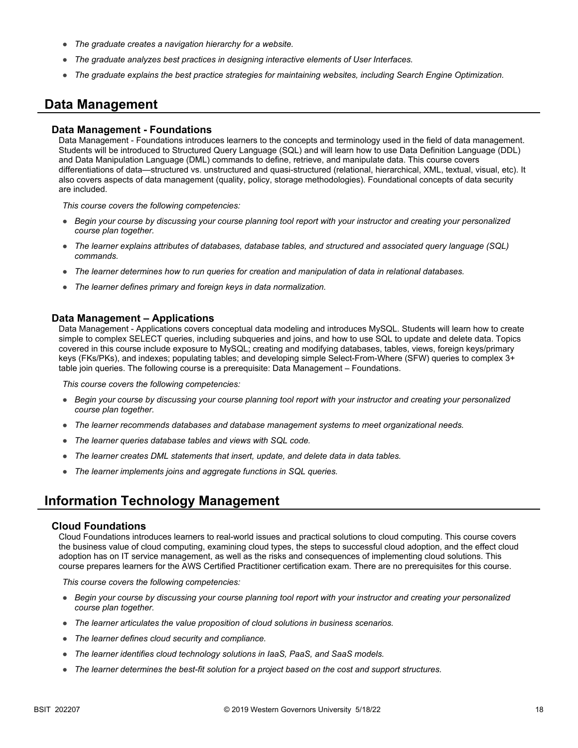- *The graduate creates a navigation hierarchy for a website.*
- *The graduate analyzes best practices in designing interactive elements of User Interfaces.*
- *The graduate explains the best practice strategies for maintaining websites, including Search Engine Optimization.*

## Data Management

### Data Management - Foundations

Data Management - Foundations introduces learners to the concepts and terminology used in the field of data management. Students will be introduced to Structured Query Language (SQL) and will learn how to use Data Definition Language (DDL) and Data Manipulation Language (DML) commands to define, retrieve, and manipulate data. This course covers differentiations of data—structured vs. unstructured and quasi-structured (relational, hierarchical, XML, textual, visual, etc). It also covers aspects of data management (quality, policy, storage methodologies). Foundational concepts of data security are included.

*This course covers the following competencies:*

- *Begin your course by discussing your course planning tool report with your instructor and creating your personalized course plan together.*
- *The learner explains attributes of databases, database tables, and structured and associated query language (SQL) commands.*
- *The learner determines how to run queries for creation and manipulation of data in relational databases.*
- *The learner defines primary and foreign keys in data normalization.*

### Data Management – Applications

Data Management - Applications covers conceptual data modeling and introduces MySQL. Students will learn how to create simple to complex SELECT queries, including subqueries and joins, and how to use SQL to update and delete data. Topics covered in this course include exposure to MySQL; creating and modifying databases, tables, views, foreign keys/primary keys (FKs/PKs), and indexes; populating tables; and developing simple Select-From-Where (SFW) queries to complex 3+ table join queries. The following course is a prerequisite: Data Management – Foundations.

*This course covers the following competencies:*

- *Begin your course by discussing your course planning tool report with your instructor and creating your personalized course plan together.*
- *The learner recommends databases and database management systems to meet organizational needs.*
- *The learner queries database tables and views with SQL code.*
- *The learner creates DML statements that insert, update, and delete data in data tables.*
- *The learner implements joins and aggregate functions in SQL queries.*

## Information Technology Management

### Cloud Foundations

Cloud Foundations introduces learners to real-world issues and practical solutions to cloud computing. This course covers the business value of cloud computing, examining cloud types, the steps to successful cloud adoption, and the effect cloud adoption has on IT service management, as well as the risks and consequences of implementing cloud solutions. This course prepares learners for the AWS Certified Practitioner certification exam. There are no prerequisites for this course.

*This course covers the following competencies:*

- *Begin your course by discussing your course planning tool report with your instructor and creating your personalized course plan together.*
- *The learner articulates the value proposition of cloud solutions in business scenarios.*
- *The learner defines cloud security and compliance.*
- *The learner identifies cloud technology solutions in IaaS, PaaS, and SaaS models.*
- *The learner determines the best-fit solution for a project based on the cost and support structures.*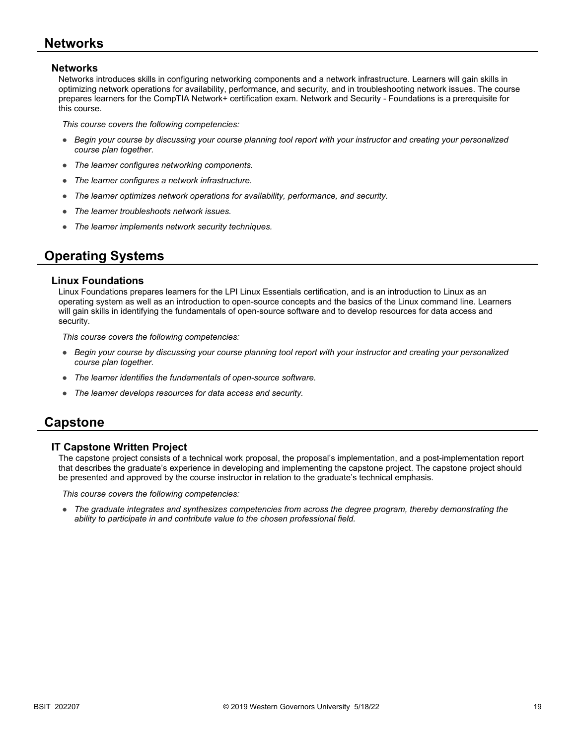## Networks

### Networks

Networks introduces skills in configuring networking components and a network infrastructure. Learners will gain skills in optimizing network operations for availability, performance, and security, and in troubleshooting network issues. The course prepares learners for the CompTIA Network+ certification exam. Network and Security - Foundations is a prerequisite for this course.

*This course covers the following competencies:*

- *Begin your course by discussing your course planning tool report with your instructor and creating your personalized course plan together.*
- *The learner configures networking components.*
- *The learner configures a network infrastructure.*
- *The learner optimizes network operations for availability, performance, and security.*
- *The learner troubleshoots network issues.*
- *The learner implements network security techniques.*

## Operating Systems

### Linux Foundations

Linux Foundations prepares learners for the LPI Linux Essentials certification, and is an introduction to Linux as an operating system as well as an introduction to open-source concepts and the basics of the Linux command line. Learners will gain skills in identifying the fundamentals of open-source software and to develop resources for data access and security.

*This course covers the following competencies:*

- *Begin your course by discussing your course planning tool report with your instructor and creating your personalized course plan together.*
- *The learner identifies the fundamentals of open-source software.*
- *The learner develops resources for data access and security.*

## Capstone

### IT Capstone Written Project

The capstone project consists of a technical work proposal, the proposal's implementation, and a post-implementation report that describes the graduate's experience in developing and implementing the capstone project. The capstone project should be presented and approved by the course instructor in relation to the graduate's technical emphasis.

*This course covers the following competencies:*

- *The graduate integrates and synthesizes competencies from across the degree program, thereby demonstrating the ability to participate in and contribute value to the chosen professional field.*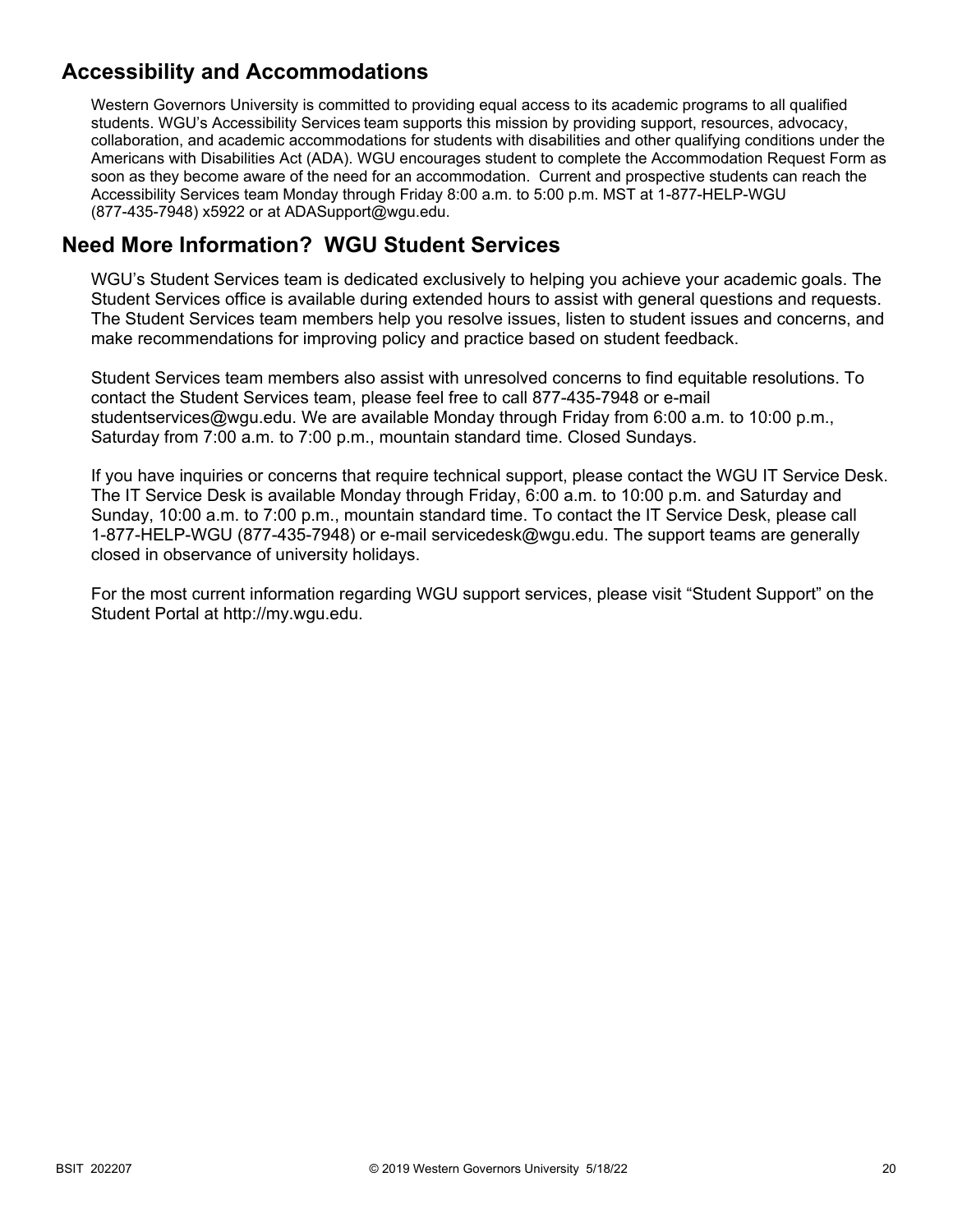## Accessibility and Accommodations

Western Governors University is committed to providing equal access to its academic programs to all qualified students. WGU's Accessibility Services team supports this mission by providing support, resources, advocacy, collaboration, and academic accommodations for students with disabilities and other qualifying conditions under the Americans with Disabilities Act (ADA). WGU encourages student to complete the Accommodation Request Form as soon as they become aware of the need for an accommodation. Current and prospective students can reach the Accessibility Services team Monday through Friday 8:00 a.m. to 5:00 p.m. MST at 1-877-HELP-WGU (877-435-7948) x5922 or at ADASupport@wgu.edu.

## Need More Information? WGU Student Services

WGU's Student Services team is dedicated exclusively to helping you achieve your academic goals. The Student Services office is available during extended hours to assist with general questions and requests. The Student Services team members help you resolve issues, listen to student issues and concerns, and make recommendations for improving policy and practice based on student feedback.

Student Services team members also assist with unresolved concerns to find equitable resolutions. To contact the Student Services team, please feel free to call 877-435-7948 or e-mail studentservices@wgu.edu. We are available Monday through Friday from 6:00 a.m. to 10:00 p.m., Saturday from 7:00 a.m. to 7:00 p.m., mountain standard time. Closed Sundays.

If you have inquiries or concerns that require technical support, please contact the WGU IT Service Desk. The IT Service Desk is available Monday through Friday, 6:00 a.m. to 10:00 p.m. and Saturday and Sunday, 10:00 a.m. to 7:00 p.m., mountain standard time. To contact the IT Service Desk, please call 1-877-HELP-WGU (877-435-7948) or e-mail servicedesk@wgu.edu. The support teams are generally closed in observance of university holidays.

For the most current information regarding WGU support services, please visit "Student Support" on the Student Portal at http://my.wgu.edu.